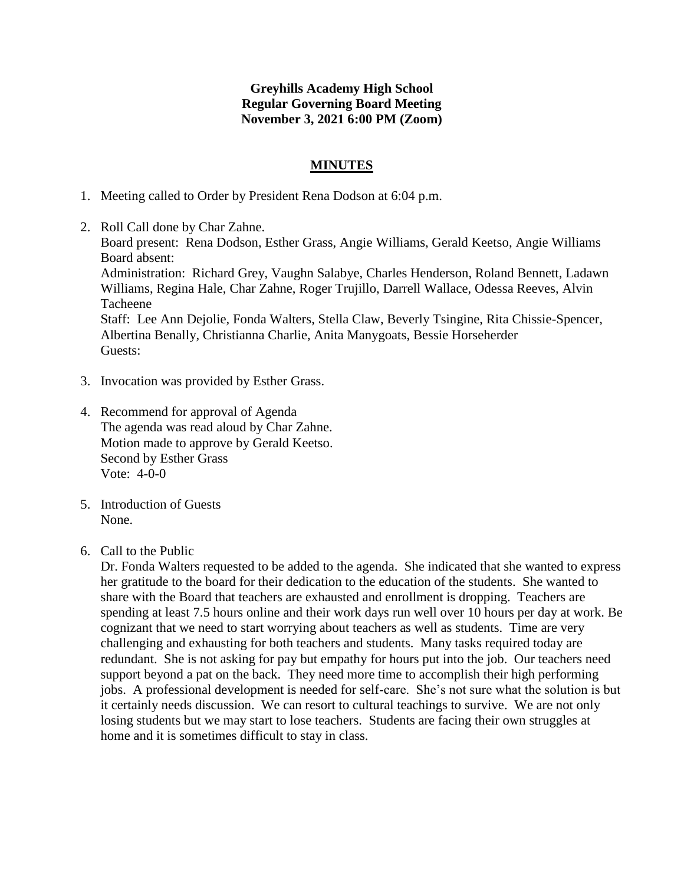**Greyhills Academy High School**
**Regular Governing Board Meeting**
**November 3, 2021 6:00 PM (Zoom)**

## MINUTES

1. Meeting called to Order by President Rena Dodson at 6:04 p.m.

2. Roll Call done by Char Zahne.
   Board present: Rena Dodson, Esther Grass, Angie Williams, Gerald Keetso, Angie Williams
   Board absent:
   Administration: Richard Grey, Vaughn Salabye, Charles Henderson, Roland Bennett, Ladawn Williams, Regina Hale, Char Zahne, Roger Trujillo, Darrell Wallace, Odessa Reeves, Alvin Tacheene
   Staff: Lee Ann Dejolie, Fonda Walters, Stella Claw, Beverly Tsingine, Rita Chissie-Spencer, Albertina Benally, Christianna Charlie, Anita Manygoats, Bessie Horseherder
   Guests:

3. Invocation was provided by Esther Grass.

4. Recommend for approval of Agenda
   The agenda was read aloud by Char Zahne.
   Motion made to approve by Gerald Keetso.
   Second by Esther Grass
   Vote: 4-0-0

5. Introduction of Guests
   None.

6. Call to the Public
   Dr. Fonda Walters requested to be added to the agenda. She indicated that she wanted to express her gratitude to the board for their dedication to the education of the students. She wanted to share with the Board that teachers are exhausted and enrollment is dropping. Teachers are spending at least 7.5 hours online and their work days run well over 10 hours per day at work. Be cognizant that we need to start worrying about teachers as well as students. Time are very challenging and exhausting for both teachers and students. Many tasks required today are redundant. She is not asking for pay but empathy for hours put into the job. Our teachers need support beyond a pat on the back. They need more time to accomplish their high performing jobs. A professional development is needed for self-care. She's not sure what the solution is but it certainly needs discussion. We can resort to cultural teachings to survive. We are not only losing students but we may start to lose teachers. Students are facing their own struggles at home and it is sometimes difficult to stay in class.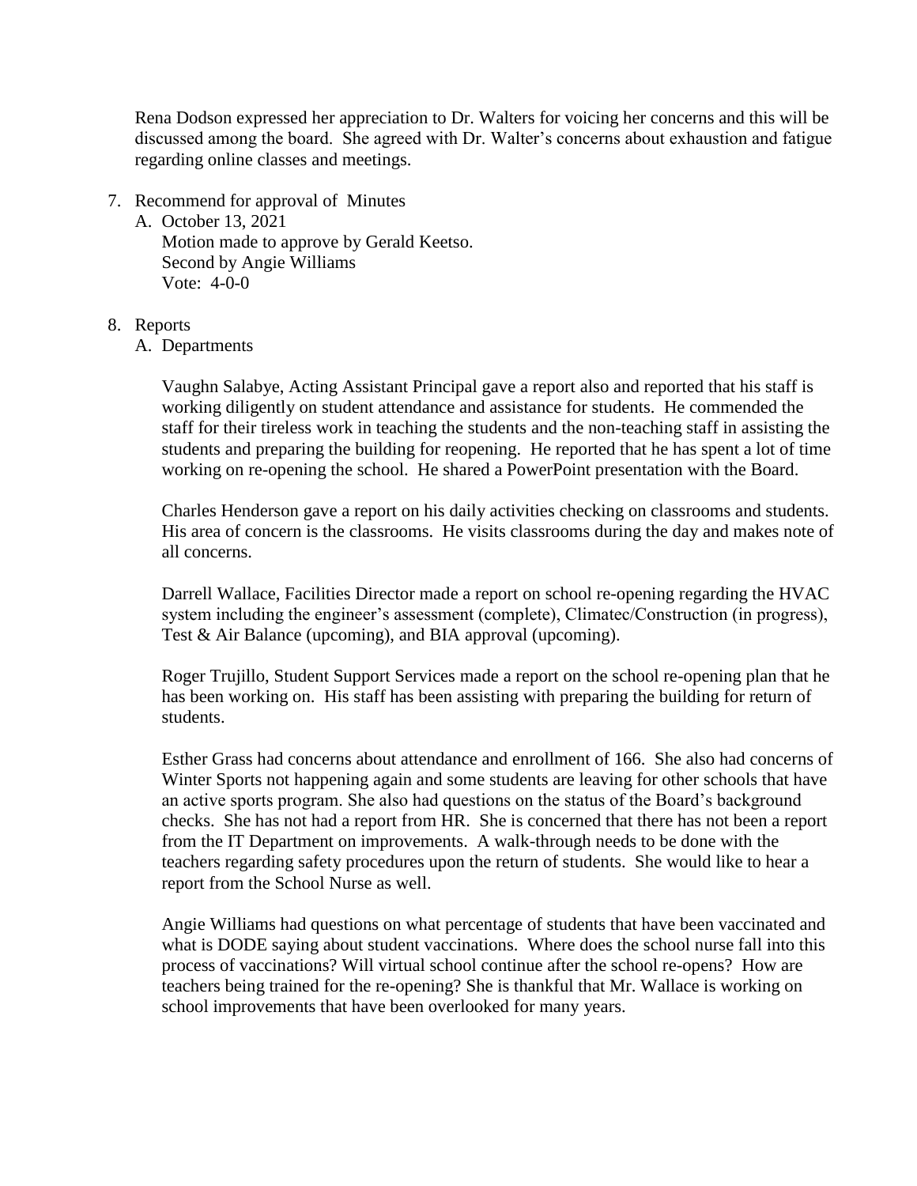Rena Dodson expressed her appreciation to Dr. Walters for voicing her concerns and this will be discussed among the board. She agreed with Dr. Walter's concerns about exhaustion and fatigue regarding online classes and meetings.

7. Recommend for approval of Minutes
   A. October 13, 2021
      Motion made to approve by Gerald Keetso.
      Second by Angie Williams
      Vote: 4-0-0

8. Reports
   A. Departments

      Vaughn Salabye, Acting Assistant Principal gave a report also and reported that his staff is working diligently on student attendance and assistance for students. He commended the staff for their tireless work in teaching the students and the non-teaching staff in assisting the students and preparing the building for reopening. He reported that he has spent a lot of time working on re-opening the school. He shared a PowerPoint presentation with the Board.

      Charles Henderson gave a report on his daily activities checking on classrooms and students. His area of concern is the classrooms. He visits classrooms during the day and makes note of all concerns.

      Darrell Wallace, Facilities Director made a report on school re-opening regarding the HVAC system including the engineer's assessment (complete), Climatec/Construction (in progress), Test & Air Balance (upcoming), and BIA approval (upcoming).

      Roger Trujillo, Student Support Services made a report on the school re-opening plan that he has been working on. His staff has been assisting with preparing the building for return of students.

      Esther Grass had concerns about attendance and enrollment of 166. She also had concerns of Winter Sports not happening again and some students are leaving for other schools that have an active sports program. She also had questions on the status of the Board's background checks. She has not had a report from HR. She is concerned that there has not been a report from the IT Department on improvements. A walk-through needs to be done with the teachers regarding safety procedures upon the return of students. She would like to hear a report from the School Nurse as well.

      Angie Williams had questions on what percentage of students that have been vaccinated and what is DODE saying about student vaccinations. Where does the school nurse fall into this process of vaccinations? Will virtual school continue after the school re-opens? How are teachers being trained for the re-opening? She is thankful that Mr. Wallace is working on school improvements that have been overlooked for many years.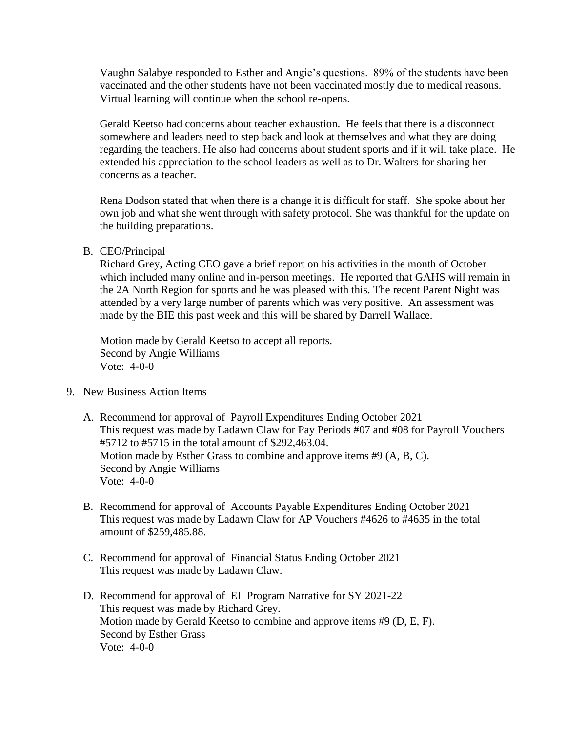Vaughn Salabye responded to Esther and Angie's questions. 89% of the students have been vaccinated and the other students have not been vaccinated mostly due to medical reasons. Virtual learning will continue when the school re-opens.

Gerald Keetso had concerns about teacher exhaustion. He feels that there is a disconnect somewhere and leaders need to step back and look at themselves and what they are doing regarding the teachers. He also had concerns about student sports and if it will take place. He extended his appreciation to the school leaders as well as to Dr. Walters for sharing her concerns as a teacher.

Rena Dodson stated that when there is a change it is difficult for staff. She spoke about her own job and what she went through with safety protocol. She was thankful for the update on the building preparations.

B. CEO/Principal

Richard Grey, Acting CEO gave a brief report on his activities in the month of October which included many online and in-person meetings. He reported that GAHS will remain in the 2A North Region for sports and he was pleased with this. The recent Parent Night was attended by a very large number of parents which was very positive. An assessment was made by the BIE this past week and this will be shared by Darrell Wallace.

Motion made by Gerald Keetso to accept all reports.
Second by Angie Williams
Vote: 4-0-0

9. New Business Action Items

A. Recommend for approval of Payroll Expenditures Ending October 2021
This request was made by Ladawn Claw for Pay Periods #07 and #08 for Payroll Vouchers #5712 to #5715 in the total amount of $292,463.04.
Motion made by Esther Grass to combine and approve items #9 (A, B, C).
Second by Angie Williams
Vote: 4-0-0

B. Recommend for approval of Accounts Payable Expenditures Ending October 2021
This request was made by Ladawn Claw for AP Vouchers #4626 to #4635 in the total amount of $259,485.88.

C. Recommend for approval of Financial Status Ending October 2021
This request was made by Ladawn Claw.

D. Recommend for approval of EL Program Narrative for SY 2021-22
This request was made by Richard Grey.
Motion made by Gerald Keetso to combine and approve items #9 (D, E, F).
Second by Esther Grass
Vote: 4-0-0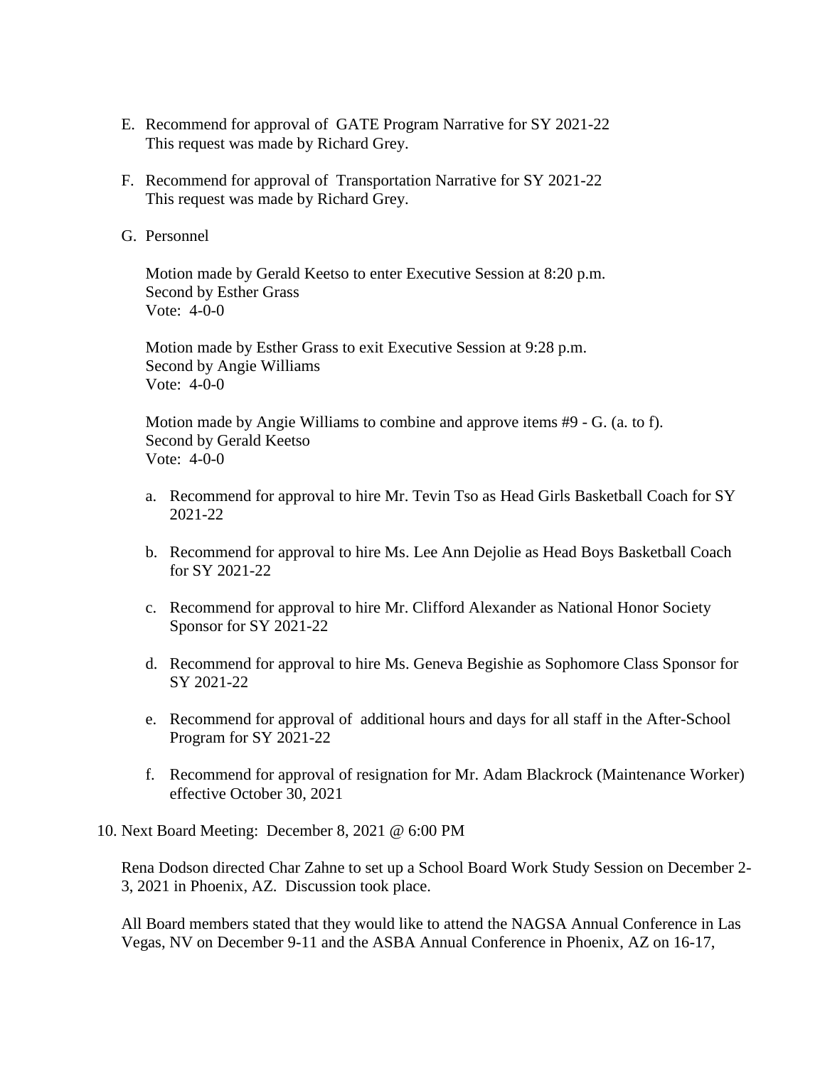E. Recommend for approval of GATE Program Narrative for SY 2021-22
   This request was made by Richard Grey.

F. Recommend for approval of Transportation Narrative for SY 2021-22
   This request was made by Richard Grey.

G. Personnel

   Motion made by Gerald Keetso to enter Executive Session at 8:20 p.m.
   Second by Esther Grass
   Vote: 4-0-0

   Motion made by Esther Grass to exit Executive Session at 9:28 p.m.
   Second by Angie Williams
   Vote: 4-0-0

   Motion made by Angie Williams to combine and approve items #9 - G. (a. to f).
   Second by Gerald Keetso
   Vote: 4-0-0

   a. Recommend for approval to hire Mr. Tevin Tso as Head Girls Basketball Coach for SY 2021-22

   b. Recommend for approval to hire Ms. Lee Ann Dejolie as Head Boys Basketball Coach for SY 2021-22

   c. Recommend for approval to hire Mr. Clifford Alexander as National Honor Society Sponsor for SY 2021-22

   d. Recommend for approval to hire Ms. Geneva Begishie as Sophomore Class Sponsor for SY 2021-22

   e. Recommend for approval of additional hours and days for all staff in the After-School Program for SY 2021-22

   f. Recommend for approval of resignation for Mr. Adam Blackrock (Maintenance Worker) effective October 30, 2021

10. Next Board Meeting: December 8, 2021 @ 6:00 PM

    Rena Dodson directed Char Zahne to set up a School Board Work Study Session on December 2-3, 2021 in Phoenix, AZ. Discussion took place.

    All Board members stated that they would like to attend the NAGSA Annual Conference in Las Vegas, NV on December 9-11 and the ASBA Annual Conference in Phoenix, AZ on 16-17,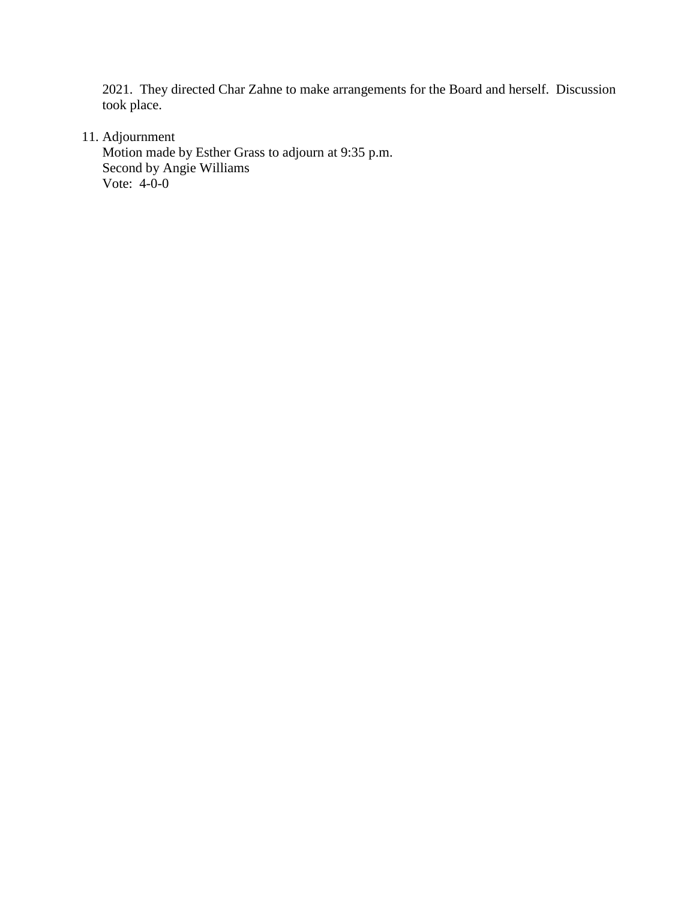2021. They directed Char Zahne to make arrangements for the Board and herself. Discussion took place.

11. Adjournment
    Motion made by Esther Grass to adjourn at 9:35 p.m.
    Second by Angie Williams
    Vote: 4-0-0